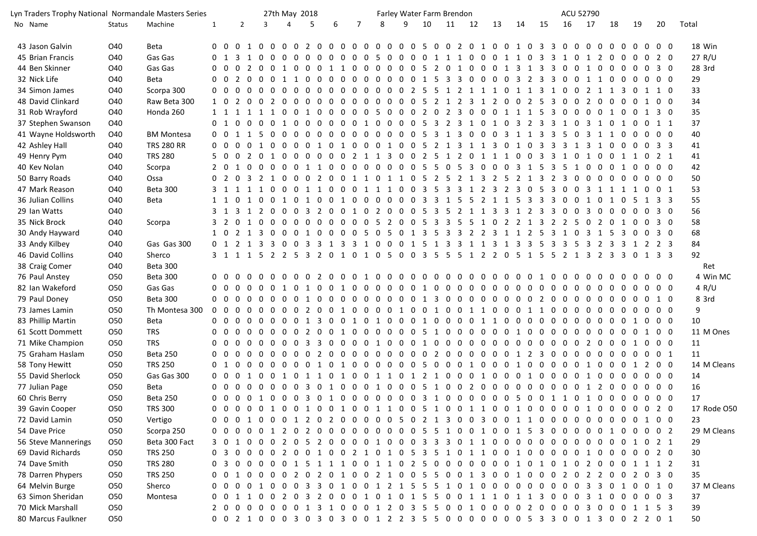Lyn Traders Trophy National Normandale Masters Series — 27th May 2018 — Farley Water Farm Brendon — ACU 52790

| No | Name | Status | Machine | 1 | 2 | 3 | 4 | 5 | 6 | 7 | 8 | 9 | 10 | 11 | 12 | 13 | 14 | 15 | 16 | 17 | 18 | 19 | 20 | Total | |
|---|---|---|---|---|---|---|---|---|---|---|---|---|---|---|---|---|---|---|---|---|---|---|---|---|---|
| 43 | Jason Galvin | O40 | Beta | 0 0 | 0 1 | 0 0 | 0 0 | 2 0 | 0 0 | 0 0 | 0 0 | 0 0 | 0 5 | 0 0 | 2 0 | 1 0 | 0 1 | 0 3 | 3 0 | 0 0 | 0 0 | 0 0 | 0 0 | 18 | Win |
| 45 | Brian Francis | O40 | Gas Gas | 0 1 | 3 1 | 0 0 | 0 0 | 0 0 | 0 0 | 0 0 | 0 5 | 0 0 | 0 0 | 1 1 | 1 0 | 0 0 | 1 1 | 0 3 | 3 1 | 0 1 | 2 0 | 0 0 | 2 0 | 27 | R/U |
| 44 | Ben Skinner | O40 | Gas Gas | 0 0 | 0 2 | 0 0 | 1 0 | 0 0 | 1 1 | 0 0 | 0 0 | 0 0 | 0 5 | 2 0 | 1 0 | 0 0 | 1 3 | 1 3 | 3 0 | 0 1 | 0 0 | 0 0 | 3 0 | 28 | 3rd |
| 32 | Nick Life | O40 | Beta | 0 0 | 2 0 | 0 0 | 1 1 | 0 0 | 0 0 | 0 0 | 0 0 | 0 0 | 0 1 | 5 3 | 3 0 | 0 0 | 0 3 | 2 3 | 3 0 | 0 1 | 1 0 | 0 0 | 0 0 | 29 | |
| 34 | Simon James | O40 | Scorpa 300 | 0 0 | 0 0 | 0 0 | 0 0 | 0 0 | 0 0 | 0 0 | 0 0 | 0 2 | 5 5 | 1 2 | 1 1 | 1 0 | 1 1 | 3 1 | 0 0 | 2 1 | 1 3 | 0 1 | 1 0 | 33 | |
| 48 | David Clinkard | O40 | Raw Beta 300 | 1 0 | 2 0 | 0 2 | 0 0 | 0 0 | 0 0 | 0 0 | 0 0 | 0 0 | 0 5 | 2 1 | 2 3 | 1 2 | 0 0 | 2 5 | 3 0 | 0 2 | 0 0 | 0 1 | 0 0 | 34 | |
| 31 | Rob Wrayford | O40 | Honda 260 | 1 1 | 1 1 | 1 1 | 0 0 | 1 0 | 0 0 | 0 0 | 5 0 | 0 0 | 2 0 | 2 3 | 0 0 | 0 1 | 1 1 | 5 3 | 0 0 | 0 0 | 1 0 | 0 1 | 3 0 | 35 | |
| 37 | Stephen Swanson | O40 | | 0 1 | 0 0 | 0 0 | 1 0 | 0 0 | 0 0 | 0 0 | 1 0 | 0 0 | 5 3 | 2 3 | 1 0 | 1 0 | 3 2 | 3 3 | 1 0 | 3 1 | 0 1 | 0 0 | 1 1 | 37 | |
| 41 | Wayne Holdsworth | O40 | BM Montesa | 0 0 | 1 1 | 5 0 | 0 0 | 0 0 | 0 0 | 0 0 | 0 0 | 0 0 | 5 3 | 1 3 | 0 0 | 0 3 | 1 1 | 3 3 | 5 0 | 3 1 | 1 0 | 0 0 | 0 0 | 40 | |
| 42 | Ashley Hall | O40 | TRS 280 RR | 0 0 | 0 0 | 1 0 | 0 0 | 0 1 | 0 1 | 0 0 | 0 1 | 0 0 | 5 2 | 1 3 | 1 1 | 3 0 | 1 0 | 3 3 | 0 1 | 3 1 | 0 0 | 0 0 | 3 3 | 41 | |
| 49 | Henry Pym | O40 | TRS 280 | 5 0 | 0 2 | 0 1 | 0 0 | 0 0 | 0 0 | 2 1 | 1 3 | 0 0 | 2 5 | 1 2 | 0 1 | 1 1 | 0 0 | 3 3 | 1 0 | 1 0 | 0 1 | 1 0 | 2 1 | 41 | |
| 40 | Kev Nolan | O40 | Scorpa | 2 0 | 1 0 | 0 0 | 0 0 | 1 1 | 0 0 | 0 0 | 0 0 | 0 0 | 5 5 | 0 5 | 3 0 | 0 0 | 3 1 | 5 3 | 5 1 | 0 0 | 0 1 | 0 0 | 0 0 | 42 | |
| 50 | Barry Roads | O40 | Ossa | 0 2 | 0 3 | 2 1 | 0 0 | 0 2 | 0 0 | 1 1 | 0 1 | 1 0 | 5 2 | 5 2 | 1 3 | 2 5 | 2 1 | 3 2 | 3 0 | 0 0 | 0 0 | 0 0 | 0 0 | 50 | |
| 47 | Mark Reason | O40 | Beta 300 | 3 1 | 1 1 | 1 0 | 0 0 | 1 1 | 0 0 | 0 1 | 1 1 | 0 0 | 3 5 | 3 3 | 1 2 | 3 2 | 3 0 | 5 3 | 0 0 | 3 1 | 1 1 | 1 0 | 0 1 | 53 | |
| 36 | Julian Collins | O40 | Beta | 1 1 | 0 1 | 0 0 | 1 0 | 1 0 | 0 1 | 0 0 | 0 0 | 0 0 | 3 3 | 1 5 | 5 2 | 1 1 | 5 3 | 3 3 | 0 0 | 1 0 | 1 0 | 5 1 | 3 3 | 55 | |
| 29 | Ian Watts | O40 | | 3 1 | 3 1 | 2 0 | 0 0 | 3 2 | 0 0 | 1 0 | 2 0 | 0 0 | 5 3 | 5 2 | 1 1 | 3 3 | 1 2 | 3 3 | 0 0 | 3 0 | 0 0 | 0 0 | 3 0 | 56 | |
| 35 | Nick Brock | O40 | Scorpa | 3 2 | 0 1 | 0 0 | 0 0 | 0 0 | 0 0 | 0 0 | 5 2 | 0 0 | 5 3 | 3 5 | 5 1 | 0 2 | 2 1 | 3 2 | 2 5 | 0 2 | 0 1 | 0 0 | 3 0 | 58 | |
| 30 | Andy Hayward | O40 | | 1 0 | 2 1 | 3 0 | 0 0 | 1 0 | 0 0 | 0 5 | 0 5 | 0 1 | 3 5 | 3 3 | 2 2 | 3 1 | 1 2 | 5 3 | 1 0 | 3 1 | 5 3 | 0 0 | 3 0 | 68 | |
| 33 | Andy Kilbey | O40 | Gas Gas 300 | 0 1 | 2 1 | 3 3 | 0 0 | 3 3 | 1 3 | 3 1 | 0 0 | 0 1 | 5 1 | 3 3 | 1 1 | 3 1 | 3 3 | 5 3 | 3 5 | 3 2 | 3 3 | 1 2 | 2 3 | 84 | |
| 46 | David Collins | O40 | Sherco | 3 1 | 1 1 | 5 2 | 2 5 | 3 2 | 0 1 | 0 1 | 0 5 | 0 0 | 3 5 | 5 5 | 1 2 | 2 0 | 5 1 | 5 5 | 2 1 | 3 2 | 3 3 | 0 1 | 3 3 | 92 | |
| 38 | Craig Comer | O40 | Beta 300 | | | | | | | | | | | | | | | | | | | | | | Ret |
| 76 | Paul Anstey | O50 | Beta 300 | 0 0 | 0 0 | 0 0 | 0 0 | 0 0 | 2 0 | 0 0 | 1 0 | 0 0 | 0 0 | 0 0 | 0 0 | 0 0 | 0 0 | 0 1 | 0 0 | 0 0 | 0 0 | 0 0 | 0 0 | 4 | Win MC |
| 82 | Ian Wakeford | O50 | Gas Gas | 0 0 | 0 0 | 0 0 | 1 0 | 1 0 | 0 1 | 0 0 | 0 0 | 0 0 | 0 1 | 0 0 | 0 0 | 0 0 | 0 0 | 0 0 | 0 0 | 0 0 | 0 0 | 0 0 | 0 0 | 4 | R/U |
| 79 | Paul Doney | O50 | Beta 300 | 0 0 | 0 0 | 0 0 | 0 0 | 1 0 | 0 0 | 0 0 | 0 0 | 0 1 | 3 0 | 0 0 | 0 0 | 0 0 | 0 2 | 0 0 | 0 0 | 0 0 | 0 0 | 0 0 | 1 0 | 8 | 3rd |
| 73 | James Lamin | O50 | Th Montesa 300 | 0 0 | 0 0 | 0 0 | 0 0 | 2 0 | 0 1 | 0 0 | 0 0 | 1 0 | 0 1 | 0 0 | 1 1 | 0 0 | 0 1 | 1 0 | 0 0 | 0 0 | 0 0 | 0 0 | 0 0 | 9 | |
| 83 | Phillip Martin | O50 | Beta | 0 0 | 0 0 | 0 0 | 0 0 | 1 3 | 0 0 | 1 0 | 1 0 | 0 0 | 1 0 | 0 0 | 0 1 | 1 0 | 0 0 | 0 0 | 0 0 | 0 0 | 0 0 | 1 0 | 0 0 | 10 | |
| 61 | Scott Dommett | O50 | TRS | 0 0 | 0 0 | 0 0 | 0 0 | 2 0 | 0 1 | 0 0 | 0 0 | 0 0 | 5 1 | 0 0 | 0 0 | 0 0 | 1 0 | 0 0 | 0 0 | 0 0 | 0 0 | 0 1 | 0 0 | 11 | M Ones |
| 71 | Mike Champion | O50 | TRS | 0 0 | 0 0 | 0 0 | 0 0 | 3 3 | 0 0 | 0 0 | 1 0 | 0 0 | 1 0 | 0 0 | 0 0 | 0 0 | 0 0 | 0 0 | 0 0 | 2 0 | 0 0 | 1 0 | 0 0 | 11 | |
| 75 | Graham Haslam | O50 | Beta 250 | 0 0 | 0 0 | 0 0 | 0 0 | 0 2 | 0 0 | 0 0 | 0 0 | 0 0 | 0 2 | 0 0 | 0 0 | 0 0 | 1 2 | 3 0 | 0 0 | 0 0 | 0 0 | 0 0 | 0 1 | 11 | |
| 58 | Tony Hewitt | O50 | TRS 250 | 0 1 | 0 0 | 0 0 | 0 0 | 0 1 | 0 1 | 0 0 | 0 0 | 0 0 | 5 0 | 0 0 | 1 0 | 0 0 | 1 0 | 0 0 | 0 0 | 1 0 | 0 0 | 1 2 | 0 0 | 14 | M Cleans |
| 55 | David Sherlock | O50 | Gas Gas 300 | 0 0 | 0 1 | 0 0 | 1 0 | 1 1 | 0 1 | 0 0 | 1 1 | 0 1 | 2 1 | 0 0 | 0 1 | 0 0 | 0 1 | 0 0 | 0 0 | 1 0 | 0 0 | 0 0 | 0 0 | 14 | |
| 77 | Julian Page | O50 | Beta | 0 0 | 0 0 | 0 0 | 0 0 | 3 0 | 1 0 | 0 0 | 1 0 | 0 0 | 5 1 | 0 0 | 2 0 | 0 0 | 0 0 | 0 0 | 0 0 | 1 2 | 0 0 | 0 0 | 0 0 | 16 | |
| 60 | Chris Berry | O50 | Beta 250 | 0 0 | 0 0 | 1 0 | 0 0 | 3 0 | 1 0 | 0 0 | 0 0 | 0 0 | 3 1 | 0 0 | 0 0 | 0 0 | 5 0 | 0 1 | 1 0 | 1 0 | 0 0 | 0 0 | 0 0 | 17 | |
| 39 | Gavin Cooper | O50 | TRS 300 | 0 0 | 0 0 | 0 1 | 0 0 | 1 0 | 0 1 | 0 0 | 1 1 | 0 0 | 5 1 | 0 0 | 1 1 | 0 0 | 1 0 | 0 0 | 0 0 | 1 0 | 0 0 | 0 0 | 2 0 | 17 | Rode O50 |
| 72 | David Lamin | O50 | Vertigo | 0 0 | 0 1 | 0 0 | 0 1 | 2 0 | 2 0 | 0 0 | 0 0 | 0 5 | 0 2 | 1 3 | 0 0 | 3 0 | 0 1 | 1 0 | 0 0 | 0 0 | 0 0 | 0 1 | 0 0 | 23 | |
| 54 | Dave Price | O50 | Scorpa 250 | 0 0 | 0 0 | 0 1 | 2 0 | 2 0 | 0 0 | 0 0 | 0 0 | 0 0 | 5 5 | 1 0 | 0 1 | 0 0 | 1 5 | 3 0 | 0 0 | 0 0 | 1 0 | 0 0 | 0 2 | 29 | M Cleans |
| 56 | Steve Mannerings | O50 | Beta 300 Fact | 3 0 | 1 0 | 0 0 | 2 0 | 5 2 | 0 0 | 0 0 | 1 0 | 0 0 | 3 3 | 3 0 | 1 1 | 0 0 | 0 0 | 0 0 | 0 0 | 0 0 | 0 0 | 1 0 | 2 1 | 29 | |
| 69 | David Richards | O50 | TRS 250 | 0 3 | 0 0 | 0 0 | 2 0 | 0 1 | 0 0 | 2 1 | 0 1 | 0 5 | 3 5 | 1 0 | 1 1 | 0 0 | 1 0 | 0 0 | 0 0 | 1 0 | 0 0 | 0 0 | 2 0 | 30 | |
| 74 | Dave Smith | O50 | TRS 280 | 0 3 | 0 0 | 0 0 | 0 1 | 5 1 | 1 1 | 0 0 | 1 1 | 0 2 | 5 0 | 0 0 | 0 0 | 0 0 | 1 0 | 1 0 | 1 0 | 2 0 | 0 0 | 1 1 | 1 2 | 31 | |
| 78 | Darren Phypers | O50 | TRS 250 | 0 0 | 1 0 | 0 0 | 0 2 | 0 2 | 0 1 | 0 0 | 2 1 | 0 0 | 5 5 | 0 0 | 1 3 | 0 0 | 1 0 | 0 0 | 2 0 | 2 2 | 0 0 | 2 0 | 3 0 | 35 | |
| 64 | Melvin Burge | O50 | Sherco | 0 0 | 0 0 | 1 0 | 0 0 | 3 3 | 0 1 | 0 0 | 1 2 | 1 5 | 5 5 | 1 0 | 1 0 | 0 0 | 0 0 | 0 0 | 0 0 | 3 3 | 0 1 | 0 0 | 1 0 | 37 | M Cleans |
| 63 | Simon Sheridan | O50 | Montesa | 0 0 | 1 1 | 0 0 | 2 0 | 3 2 | 0 0 | 0 1 | 0 1 | 0 1 | 5 5 | 0 0 | 1 1 | 1 0 | 1 1 | 3 0 | 0 0 | 3 1 | 0 0 | 0 0 | 0 3 | 37 | |
| 70 | Mick Marshall | O50 | | 2 0 | 0 0 | 0 0 | 0 0 | 1 3 | 1 0 | 0 0 | 1 2 | 0 3 | 5 5 | 0 0 | 1 0 | 0 0 | 0 2 | 0 0 | 0 0 | 3 0 | 0 0 | 1 1 | 5 3 | 39 | |
| 80 | Marcus Faulkner | O50 | | 0 0 | 2 1 | 0 0 | 0 3 | 0 3 | 0 3 | 0 0 | 1 2 | 2 3 | 5 5 | 0 0 | 0 0 | 0 0 | 0 5 | 3 3 | 0 0 | 1 3 | 0 0 | 2 2 | 0 1 | 50 | |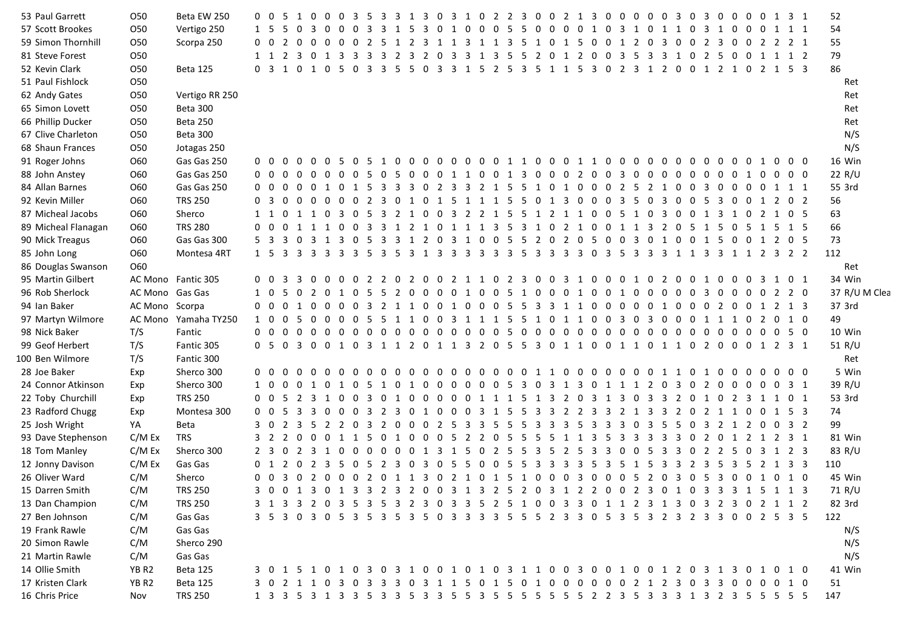| | | | | | | | | | | | | | | | | | | | | | | | | | | | | | | | | | | | | | | | | | | | | |
|---|---|---|---|---|---|---|---|---|---|---|---|---|---|---|---|---|---|---|---|---|---|---|---|---|---|---|---|---|---|---|---|---|---|---|---|---|---|---|---|---|---|---|---|---|
| 53 Paul Garrett | O50 | Beta EW 250 | 0 | 0 | 5 | 1 | 0 | 0 | 0 | 3 | 5 | 3 | 3 | 1 | 3 | 0 | 3 | 1 | 0 | 2 | 2 | 3 | 0 | 0 | 2 | 1 | 3 | 0 | 0 | 0 | 0 | 0 | 3 | 0 | 3 | 0 | 0 | 0 | 0 | 1 | 3 | 1 | 52 | |
| 57 Scott Brookes | O50 | Vertigo 250 | 1 | 5 | 5 | 0 | 3 | 0 | 0 | 0 | 3 | 3 | 1 | 5 | 3 | 0 | 1 | 0 | 0 | 0 | 5 | 5 | 0 | 0 | 0 | 0 | 1 | 0 | 3 | 1 | 0 | 1 | 1 | 0 | 3 | 1 | 0 | 0 | 0 | 1 | 1 | 1 | 54 | |
| 59 Simon Thornhill | O50 | Scorpa 250 | 0 | 0 | 2 | 0 | 0 | 0 | 0 | 0 | 2 | 5 | 1 | 2 | 3 | 1 | 1 | 3 | 1 | 1 | 3 | 5 | 1 | 0 | 1 | 5 | 0 | 0 | 1 | 2 | 0 | 3 | 0 | 0 | 2 | 3 | 0 | 0 | 2 | 2 | 2 | 1 | 55 | |
| 81 Steve Forest | O50 | | 1 | 1 | 2 | 3 | 0 | 1 | 3 | 3 | 3 | 3 | 2 | 3 | 2 | 0 | 3 | 3 | 1 | 3 | 5 | 5 | 2 | 0 | 1 | 2 | 0 | 0 | 3 | 5 | 3 | 3 | 1 | 0 | 2 | 5 | 0 | 0 | 1 | 1 | 1 | 2 | 79 | |
| 52 Kevin Clark | O50 | Beta 125 | 0 | 3 | 1 | 0 | 1 | 0 | 5 | 0 | 3 | 3 | 5 | 5 | 0 | 3 | 3 | 1 | 5 | 2 | 5 | 3 | 5 | 1 | 1 | 5 | 3 | 0 | 2 | 3 | 1 | 2 | 0 | 0 | 1 | 2 | 1 | 0 | 2 | 1 | 5 | 3 | 86 | |
| 51 Paul Fishlock | O50 | | | | | | | | | | | | | | | | | | | | | | | | | | | | | | | | | | | | | | | | | | | Ret |
| 62 Andy Gates | O50 | Vertigo RR 250 | | | | | | | | | | | | | | | | | | | | | | | | | | | | | | | | | | | | | | | | | | Ret |
| 65 Simon Lovett | O50 | Beta 300 | | | | | | | | | | | | | | | | | | | | | | | | | | | | | | | | | | | | | | | | | | Ret |
| 66 Phillip Ducker | O50 | Beta 250 | | | | | | | | | | | | | | | | | | | | | | | | | | | | | | | | | | | | | | | | | | Ret |
| 67 Clive Charleton | O50 | Beta 300 | | | | | | | | | | | | | | | | | | | | | | | | | | | | | | | | | | | | | | | | | | N/S |
| 68 Shaun Frances | O50 | Jotagas 250 | | | | | | | | | | | | | | | | | | | | | | | | | | | | | | | | | | | | | | | | | | N/S |
| 91 Roger Johns | O60 | Gas Gas 250 | 0 | 0 | 0 | 0 | 0 | 0 | 5 | 0 | 5 | 1 | 0 | 0 | 0 | 0 | 0 | 0 | 0 | 0 | 1 | 1 | 0 | 0 | 0 | 1 | 1 | 0 | 0 | 0 | 0 | 0 | 0 | 0 | 0 | 0 | 0 | 0 | 1 | 0 | 0 | 0 | 16 | Win |
| 88 John Anstey | O60 | Gas Gas 250 | 0 | 0 | 0 | 0 | 0 | 0 | 0 | 5 | 0 | 5 | 0 | 0 | 0 | 1 | 1 | 0 | 0 | 1 | 3 | 0 | 0 | 0 | 2 | 0 | 0 | 3 | 0 | 0 | 0 | 0 | 0 | 0 | 0 | 0 | 0 | 1 | 0 | 0 | 0 | 0 | 22 | R/U |
| 84 Allan Barnes | O60 | Gas Gas 250 | 0 | 0 | 0 | 0 | 0 | 1 | 0 | 1 | 5 | 3 | 3 | 3 | 0 | 2 | 3 | 3 | 2 | 1 | 5 | 5 | 1 | 0 | 1 | 0 | 0 | 0 | 2 | 5 | 2 | 1 | 0 | 0 | 3 | 0 | 0 | 0 | 0 | 1 | 1 | 1 | 55 | 3rd |
| 92 Kevin Miller | O60 | TRS 250 | 0 | 3 | 0 | 0 | 0 | 0 | 0 | 0 | 2 | 3 | 0 | 1 | 0 | 1 | 5 | 1 | 1 | 1 | 5 | 5 | 0 | 1 | 3 | 0 | 0 | 0 | 3 | 5 | 0 | 3 | 0 | 0 | 5 | 3 | 0 | 0 | 1 | 2 | 0 | 2 | 56 | |
| 87 Micheal Jacobs | O60 | Sherco | 1 | 1 | 0 | 1 | 1 | 0 | 3 | 0 | 5 | 3 | 2 | 1 | 0 | 0 | 3 | 2 | 2 | 1 | 5 | 5 | 1 | 2 | 1 | 1 | 0 | 0 | 5 | 1 | 0 | 3 | 0 | 0 | 1 | 3 | 1 | 0 | 2 | 1 | 0 | 5 | 63 | |
| 89 Micheal Flanagan | O60 | TRS 280 | 0 | 0 | 0 | 1 | 1 | 1 | 0 | 0 | 3 | 3 | 1 | 2 | 1 | 0 | 1 | 1 | 1 | 3 | 5 | 3 | 1 | 0 | 2 | 1 | 0 | 0 | 1 | 1 | 3 | 2 | 0 | 5 | 1 | 5 | 0 | 5 | 1 | 5 | 1 | 5 | 66 | |
| 90 Mick Treagus | O60 | Gas Gas 300 | 5 | 3 | 3 | 0 | 3 | 1 | 3 | 0 | 5 | 3 | 3 | 1 | 2 | 0 | 3 | 1 | 0 | 0 | 5 | 5 | 2 | 0 | 2 | 0 | 5 | 0 | 0 | 3 | 0 | 1 | 0 | 0 | 1 | 5 | 0 | 0 | 1 | 2 | 0 | 5 | 73 | |
| 85 John Long | O60 | Montesa 4RT | 1 | 5 | 3 | 3 | 3 | 3 | 3 | 3 | 5 | 3 | 5 | 3 | 1 | 3 | 3 | 3 | 3 | 3 | 3 | 5 | 3 | 3 | 3 | 3 | 0 | 3 | 5 | 3 | 3 | 3 | 1 | 1 | 3 | 3 | 1 | 1 | 2 | 3 | 2 | 2 | 112 | |
| 86 Douglas Swanson | O60 | | | | | | | | | | | | | | | | | | | | | | | | | | | | | | | | | | | | | | | | | | | Ret |
| 95 Martin Gilbert | AC Mono | Fantic 305 | 0 | 0 | 3 | 3 | 0 | 0 | 0 | 0 | 2 | 2 | 0 | 2 | 0 | 0 | 2 | 1 | 1 | 0 | 2 | 3 | 0 | 0 | 3 | 1 | 0 | 0 | 0 | 1 | 0 | 2 | 0 | 0 | 1 | 0 | 0 | 0 | 3 | 1 | 0 | 1 | 34 | Win |
| 96 Rob Sherlock | AC Mono | Gas Gas | 1 | 0 | 5 | 0 | 2 | 0 | 1 | 0 | 5 | 5 | 2 | 0 | 0 | 0 | 0 | 1 | 0 | 0 | 5 | 1 | 0 | 0 | 0 | 1 | 0 | 0 | 1 | 0 | 0 | 0 | 0 | 0 | 3 | 0 | 0 | 0 | 0 | 2 | 2 | 0 | 37 | R/U M Clea |
| 94 Ian Baker | AC Mono | Scorpa | 0 | 0 | 0 | 1 | 0 | 0 | 0 | 0 | 3 | 2 | 1 | 1 | 0 | 0 | 1 | 0 | 0 | 0 | 5 | 5 | 3 | 3 | 1 | 1 | 0 | 0 | 0 | 0 | 0 | 1 | 0 | 0 | 0 | 2 | 0 | 0 | 1 | 2 | 1 | 3 | 37 | 3rd |
| 97 Martyn Wilmore | AC Mono | Yamaha TY250 | 1 | 0 | 0 | 5 | 0 | 0 | 0 | 0 | 5 | 5 | 1 | 1 | 0 | 0 | 3 | 1 | 1 | 1 | 5 | 5 | 1 | 0 | 1 | 1 | 0 | 0 | 3 | 0 | 3 | 0 | 0 | 0 | 1 | 1 | 1 | 0 | 2 | 0 | 1 | 0 | 49 | |
| 98 Nick Baker | T/S | Fantic | 0 | 0 | 0 | 0 | 0 | 0 | 0 | 0 | 0 | 0 | 0 | 0 | 0 | 0 | 0 | 0 | 0 | 0 | 0 | 5 | 0 | 0 | 0 | 0 | 0 | 0 | 0 | 0 | 0 | 0 | 0 | 0 | 0 | 0 | 0 | 0 | 0 | 0 | 5 | 0 | 10 | Win |
| 99 Geof Herbert | T/S | Fantic 305 | 0 | 5 | 0 | 3 | 0 | 0 | 1 | 0 | 3 | 1 | 1 | 2 | 0 | 1 | 1 | 3 | 2 | 0 | 5 | 5 | 3 | 0 | 1 | 1 | 0 | 0 | 1 | 1 | 0 | 1 | 1 | 0 | 2 | 0 | 0 | 0 | 1 | 2 | 3 | 1 | 51 | R/U |
| 100 Ben Wilmore | T/S | Fantic 300 | | | | | | | | | | | | | | | | | | | | | | | | | | | | | | | | | | | | | | | | | | Ret |
| 28 Joe Baker | Exp | Sherco 300 | 0 | 0 | 0 | 0 | 0 | 0 | 0 | 0 | 0 | 0 | 0 | 0 | 0 | 0 | 0 | 0 | 0 | 0 | 0 | 0 | 0 | 1 | 1 | 0 | 0 | 0 | 0 | 0 | 0 | 0 | 1 | 1 | 0 | 1 | 0 | 0 | 0 | 0 | 0 | 0 | 5 | Win |
| 24 Connor Atkinson | Exp | Sherco 300 | 1 | 0 | 0 | 0 | 1 | 0 | 1 | 0 | 5 | 1 | 0 | 1 | 0 | 0 | 0 | 0 | 0 | 0 | 5 | 3 | 0 | 3 | 1 | 3 | 0 | 1 | 1 | 1 | 2 | 0 | 3 | 0 | 2 | 0 | 0 | 0 | 0 | 0 | 3 | 1 | 39 | R/U |
| 22 Toby Churchill | Exp | TRS 250 | 0 | 0 | 5 | 2 | 3 | 1 | 0 | 0 | 3 | 0 | 1 | 0 | 0 | 0 | 0 | 0 | 1 | 1 | 1 | 5 | 1 | 3 | 2 | 0 | 3 | 1 | 3 | 0 | 3 | 3 | 2 | 0 | 1 | 0 | 2 | 3 | 1 | 1 | 0 | 1 | 53 | 3rd |
| 23 Radford Chugg | Exp | Montesa 300 | 0 | 0 | 5 | 3 | 3 | 0 | 0 | 0 | 3 | 2 | 3 | 0 | 1 | 0 | 0 | 0 | 3 | 1 | 5 | 5 | 3 | 3 | 2 | 2 | 3 | 3 | 2 | 1 | 3 | 3 | 2 | 0 | 2 | 1 | 1 | 0 | 0 | 1 | 5 | 3 | 74 | |
| 25 Josh Wright | YA | Beta | 3 | 0 | 2 | 3 | 5 | 2 | 2 | 0 | 3 | 2 | 0 | 0 | 0 | 2 | 5 | 3 | 3 | 5 | 5 | 5 | 3 | 3 | 3 | 5 | 3 | 3 | 3 | 0 | 3 | 5 | 5 | 0 | 3 | 2 | 1 | 2 | 0 | 0 | 3 | 2 | 99 | |
| 93 Dave Stephenson | C/M Ex | TRS | 3 | 2 | 2 | 0 | 0 | 0 | 1 | 1 | 5 | 0 | 1 | 0 | 0 | 0 | 5 | 2 | 2 | 0 | 5 | 5 | 5 | 5 | 1 | 1 | 3 | 5 | 3 | 3 | 3 | 3 | 3 | 0 | 2 | 0 | 1 | 2 | 1 | 2 | 3 | 1 | 81 | Win |
| 18 Tom Manley | C/M Ex | Sherco 300 | 2 | 3 | 0 | 2 | 3 | 1 | 0 | 0 | 0 | 0 | 0 | 0 | 1 | 3 | 1 | 5 | 0 | 2 | 5 | 5 | 3 | 5 | 2 | 5 | 3 | 3 | 0 | 0 | 5 | 3 | 3 | 0 | 2 | 2 | 5 | 0 | 3 | 1 | 2 | 3 | 83 | R/U |
| 12 Jonny Davison | C/M Ex | Gas Gas | 0 | 1 | 2 | 0 | 2 | 3 | 5 | 0 | 5 | 2 | 3 | 0 | 3 | 0 | 5 | 5 | 0 | 0 | 5 | 5 | 3 | 3 | 3 | 3 | 5 | 3 | 5 | 1 | 5 | 3 | 3 | 2 | 3 | 5 | 3 | 5 | 2 | 1 | 3 | 3 | 110 | |
| 26 Oliver Ward | C/M | Sherco | 0 | 0 | 3 | 0 | 2 | 0 | 0 | 0 | 2 | 0 | 1 | 1 | 3 | 0 | 2 | 1 | 0 | 1 | 5 | 1 | 0 | 0 | 0 | 3 | 0 | 0 | 0 | 5 | 2 | 0 | 3 | 0 | 5 | 3 | 0 | 0 | 1 | 0 | 1 | 0 | 45 | Win |
| 15 Darren Smith | C/M | TRS 250 | 3 | 0 | 0 | 1 | 3 | 0 | 1 | 3 | 3 | 2 | 3 | 2 | 0 | 0 | 3 | 1 | 3 | 2 | 5 | 2 | 0 | 3 | 1 | 2 | 2 | 0 | 0 | 2 | 3 | 0 | 1 | 0 | 3 | 3 | 3 | 1 | 5 | 1 | 1 | 3 | 71 | R/U |
| 13 Dan Champion | C/M | TRS 250 | 3 | 1 | 3 | 3 | 2 | 0 | 3 | 5 | 3 | 5 | 3 | 2 | 3 | 0 | 3 | 3 | 5 | 2 | 5 | 1 | 0 | 0 | 3 | 3 | 0 | 1 | 1 | 2 | 3 | 1 | 3 | 0 | 3 | 2 | 3 | 0 | 2 | 1 | 1 | 2 | 82 | 3rd |
| 27 Ben Johnson | C/M | Gas Gas | 3 | 5 | 3 | 0 | 3 | 0 | 5 | 3 | 5 | 3 | 5 | 3 | 5 | 0 | 3 | 3 | 3 | 3 | 5 | 5 | 5 | 2 | 3 | 3 | 0 | 5 | 3 | 5 | 3 | 2 | 3 | 2 | 3 | 3 | 0 | 0 | 2 | 5 | 3 | 5 | 122 | |
| 19 Frank Rawle | C/M | Gas Gas | | | | | | | | | | | | | | | | | | | | | | | | | | | | | | | | | | | | | | | | | | N/S |
| 20 Simon Rawle | C/M | Sherco 290 | | | | | | | | | | | | | | | | | | | | | | | | | | | | | | | | | | | | | | | | | | N/S |
| 21 Martin Rawle | C/M | Gas Gas | | | | | | | | | | | | | | | | | | | | | | | | | | | | | | | | | | | | | | | | | | N/S |
| 14 Ollie Smith | YB R2 | Beta 125 | 3 | 0 | 1 | 5 | 1 | 0 | 1 | 0 | 3 | 0 | 3 | 1 | 0 | 0 | 1 | 0 | 1 | 0 | 3 | 1 | 1 | 0 | 0 | 3 | 0 | 0 | 1 | 0 | 0 | 1 | 2 | 0 | 3 | 1 | 3 | 0 | 1 | 0 | 1 | 0 | 41 | Win |
| 17 Kristen Clark | YB R2 | Beta 125 | 3 | 0 | 2 | 1 | 1 | 0 | 3 | 0 | 3 | 3 | 3 | 0 | 3 | 1 | 1 | 5 | 0 | 1 | 5 | 0 | 1 | 0 | 0 | 0 | 0 | 0 | 0 | 2 | 1 | 2 | 3 | 0 | 3 | 3 | 0 | 0 | 0 | 0 | 1 | 0 | 51 | |
| 16 Chris Price | Nov | TRS 250 | 1 | 3 | 3 | 5 | 3 | 1 | 3 | 3 | 5 | 3 | 3 | 5 | 3 | 3 | 5 | 5 | 3 | 5 | 5 | 5 | 5 | 5 | 5 | 5 | 2 | 2 | 3 | 5 | 3 | 3 | 3 | 1 | 3 | 2 | 3 | 5 | 5 | 5 | 5 | 5 | 147 | |